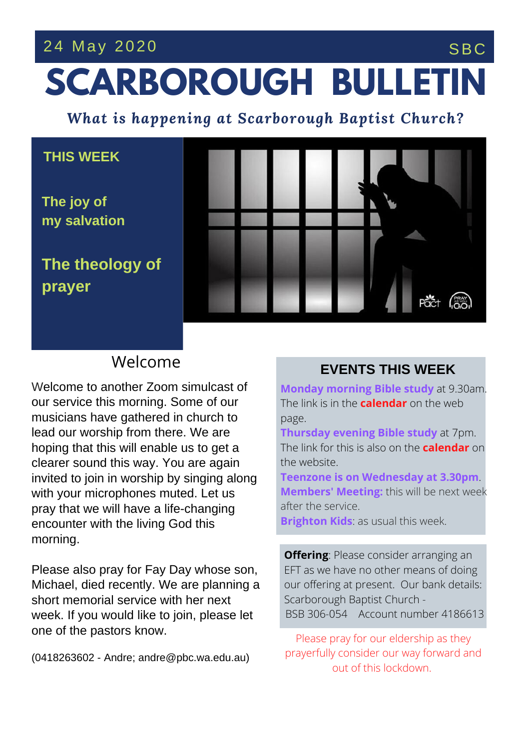24 May 2020 SBC

# SCARBOROUGH BULLETIN

***What is happening at Scarborough Baptist Church?***

## THIS WEEK

**The joy of my salvation**

**The theology of prayer**

## Welcome

Welcome to another Zoom simulcast of our service this morning. Some of our musicians have gathered in church to lead our worship from there. We are hoping that this will enable us to get a clearer sound this way. You are again invited to join in worship by singing along with your microphones muted. Let us pray that we will have a life-changing encounter with the living God this morning.

Please also pray for Fay Day whose son, Michael, died recently. We are planning a short memorial service with her next week. If you would like to join, please let one of the pastors know.

(0418263602 - Andre; andre@pbc.wa.edu.au)

## EVENTS THIS WEEK

**Monday morning Bible study** at 9.30am. The link is in the **calendar** on the web page.

**Thursday evening Bible study** at 7pm. The link for this is also on the **calendar** on the website.

**Teenzone is on Wednesday at 3.30pm**.

**Members' Meeting:** this will be next week after the service.

**Brighton Kids**: as usual this week.

**Offering**: Please consider arranging an EFT as we have no other means of doing our offering at present. Our bank details: Scarborough Baptist Church - BSB 306-054 Account number 4186613

Please pray for our eldership as they prayerfully consider our way forward and out of this lockdown.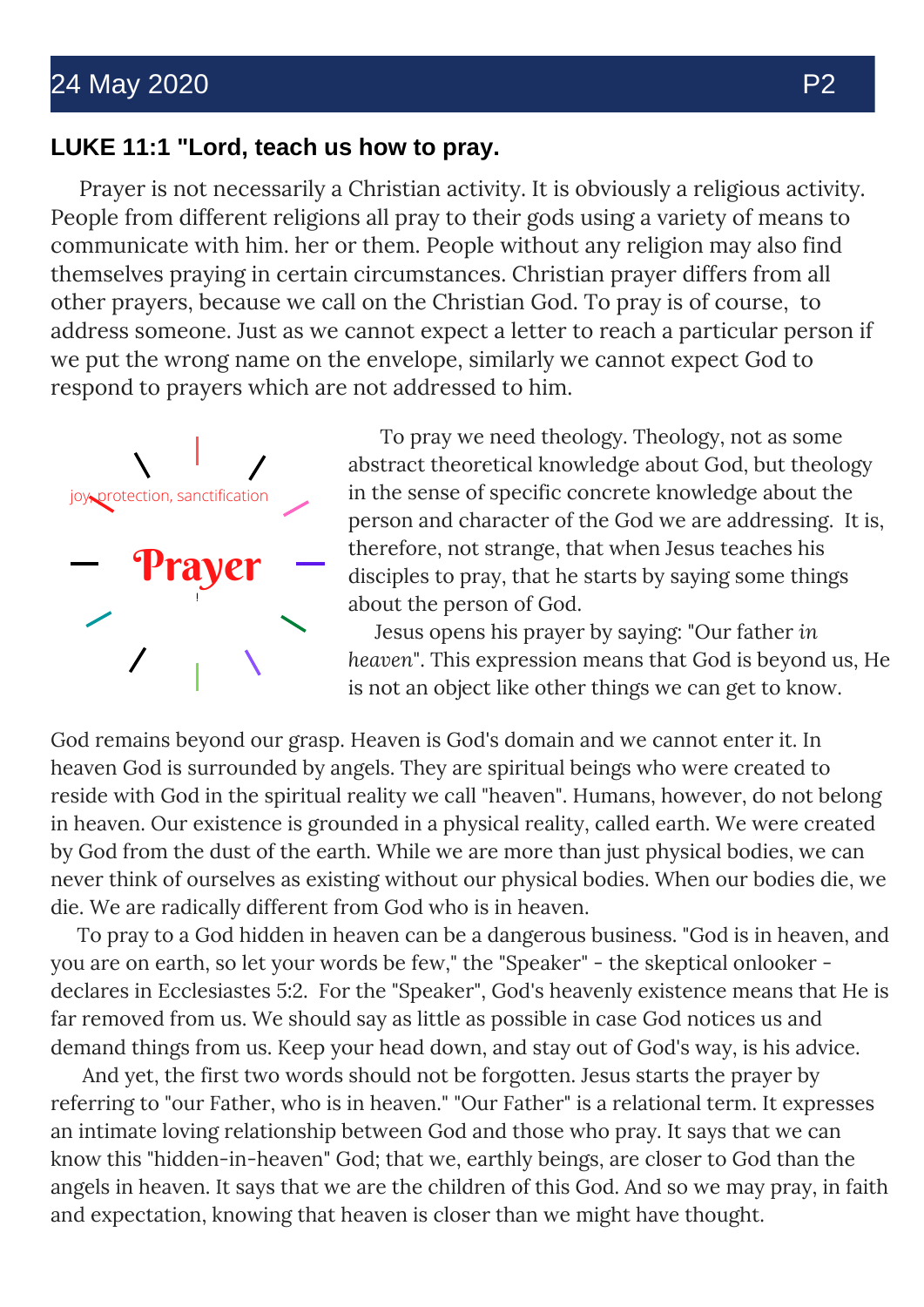## LUKE 11:1 "Lord, teach us how to pray.

Prayer is not necessarily a Christian activity. It is obviously a religious activity. People from different religions all pray to their gods using a variety of means to communicate with him. her or them. People without any religion may also find themselves praying in certain circumstances. Christian prayer differs from all other prayers, because we call on the Christian God. To pray is of course, to address someone. Just as we cannot expect a letter to reach a particular person if we put the wrong name on the envelope, similarly we cannot expect God to respond to prayers which are not addressed to him.

joy, protection, sanctification

Prayer

To pray we need theology. Theology, not as some abstract theoretical knowledge about God, but theology in the sense of specific concrete knowledge about the person and character of the God we are addressing. It is, therefore, not strange, that when Jesus teaches his disciples to pray, that he starts by saying some things about the person of God.

Jesus opens his prayer by saying: "Our father *in heaven*". This expression means that God is beyond us, He is not an object like other things we can get to know. God remains beyond our grasp. Heaven is God's domain and we cannot enter it. In heaven God is surrounded by angels. They are spiritual beings who were created to reside with God in the spiritual reality we call "heaven". Humans, however, do not belong in heaven. Our existence is grounded in a physical reality, called earth. We were created by God from the dust of the earth. While we are more than just physical bodies, we can never think of ourselves as existing without our physical bodies. When our bodies die, we die. We are radically different from God who is in heaven.

To pray to a God hidden in heaven can be a dangerous business. "God is in heaven, and you are on earth, so let your words be few," the "Speaker" - the skeptical onlooker - declares in Ecclesiastes 5:2. For the "Speaker", God's heavenly existence means that He is far removed from us. We should say as little as possible in case God notices us and demand things from us. Keep your head down, and stay out of God's way, is his advice.

And yet, the first two words should not be forgotten. Jesus starts the prayer by referring to "our Father, who is in heaven." "Our Father" is a relational term. It expresses an intimate loving relationship between God and those who pray. It says that we can know this "hidden-in-heaven" God; that we, earthly beings, are closer to God than the angels in heaven. It says that we are the children of this God. And so we may pray, in faith and expectation, knowing that heaven is closer than we might have thought.